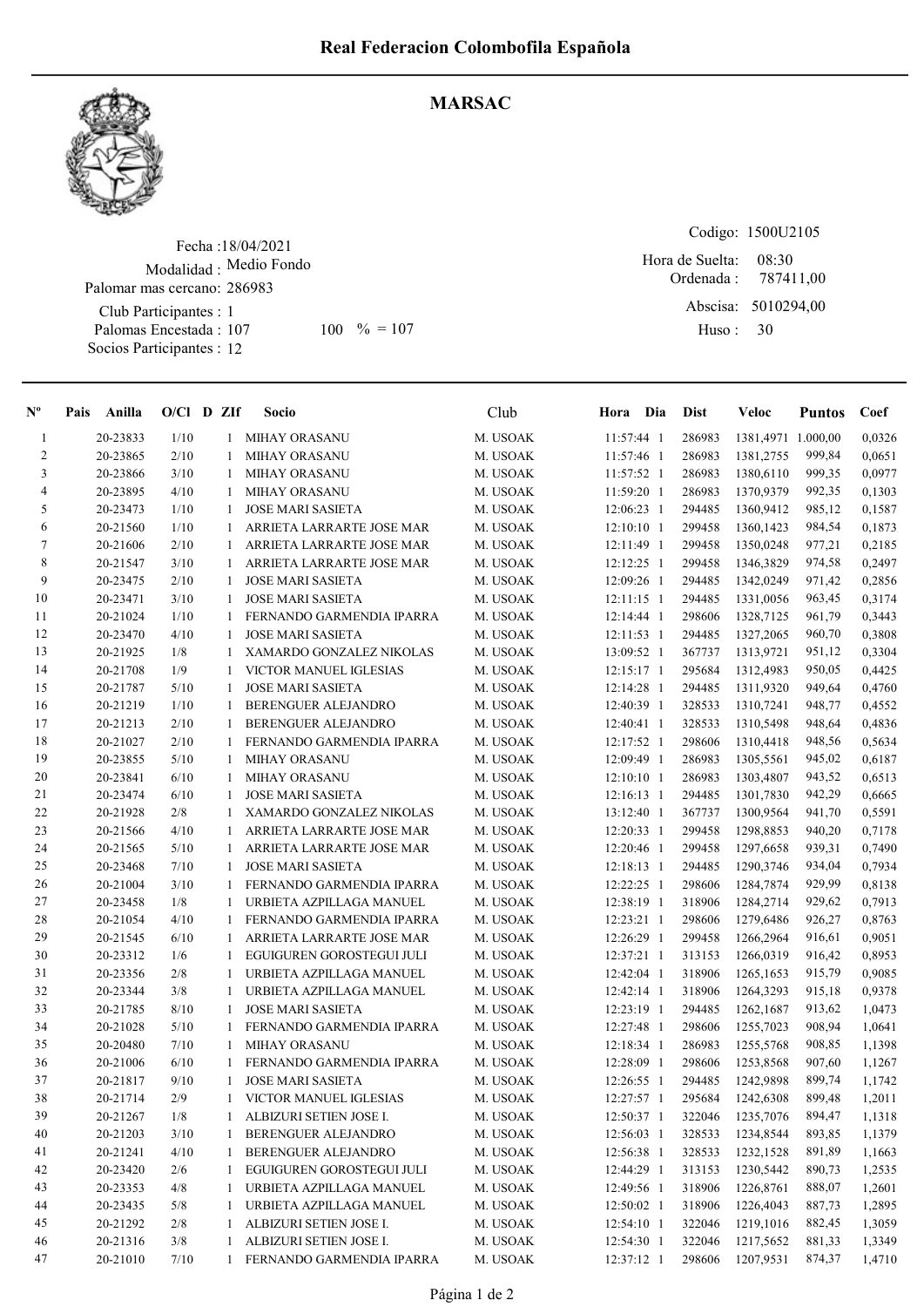# Real Federacion Colombofila Española

## MARSAC

Fecha :18/04/2021
Modalidad : Medio Fondo
Palomar mas cercano: 286983
Club Participantes : 1
Palomas Encestada : 107   100 % = 107
Socios Participantes : 12

Codigo: 1500U2105
Hora de Suelta: 08:30
Ordenada : 787411,00
Abscisa: 5010294,00
Huso : 30

| Nº | Pais | Anilla | O/Cl | D | ZIf | Socio | Club | Hora | Dia | Dist | Veloc | Puntos | Coef |
|---|---|---|---|---|---|---|---|---|---|---|---|---|---|
| 1 | | 20-23833 | 1/10 | | 1 | MIHAY ORASANU | M. USOAK | 11:57:44 | 1 | 286983 | 1381,4971 | 1.000,00 | 0,0326 |
| 2 | | 20-23865 | 2/10 | | 1 | MIHAY ORASANU | M. USOAK | 11:57:46 | 1 | 286983 | 1381,2755 | 999,84 | 0,0651 |
| 3 | | 20-23866 | 3/10 | | 1 | MIHAY ORASANU | M. USOAK | 11:57:52 | 1 | 286983 | 1380,6110 | 999,35 | 0,0977 |
| 4 | | 20-23895 | 4/10 | | 1 | MIHAY ORASANU | M. USOAK | 11:59:20 | 1 | 286983 | 1370,9379 | 992,35 | 0,1303 |
| 5 | | 20-23473 | 1/10 | | 1 | JOSE MARI SASIETA | M. USOAK | 12:06:23 | 1 | 294485 | 1360,9412 | 985,12 | 0,1587 |
| 6 | | 20-21560 | 1/10 | | 1 | ARRIETA LARRARTE JOSE MAR | M. USOAK | 12:10:10 | 1 | 299458 | 1360,1423 | 984,54 | 0,1873 |
| 7 | | 20-21606 | 2/10 | | 1 | ARRIETA LARRARTE JOSE MAR | M. USOAK | 12:11:49 | 1 | 299458 | 1350,0248 | 977,21 | 0,2185 |
| 8 | | 20-21547 | 3/10 | | 1 | ARRIETA LARRARTE JOSE MAR | M. USOAK | 12:12:25 | 1 | 299458 | 1346,3829 | 974,58 | 0,2497 |
| 9 | | 20-23475 | 2/10 | | 1 | JOSE MARI SASIETA | M. USOAK | 12:09:26 | 1 | 294485 | 1342,0249 | 971,42 | 0,2856 |
| 10 | | 20-23471 | 3/10 | | 1 | JOSE MARI SASIETA | M. USOAK | 12:11:15 | 1 | 294485 | 1331,0056 | 963,45 | 0,3174 |
| 11 | | 20-21024 | 1/10 | | 1 | FERNANDO GARMENDIA IPARRA | M. USOAK | 12:14:44 | 1 | 298606 | 1328,7125 | 961,79 | 0,3443 |
| 12 | | 20-23470 | 4/10 | | 1 | JOSE MARI SASIETA | M. USOAK | 12:11:53 | 1 | 294485 | 1327,2065 | 960,70 | 0,3808 |
| 13 | | 20-21925 | 1/8 | | 1 | XAMARDO GONZALEZ NIKOLAS | M. USOAK | 13:09:52 | 1 | 367737 | 1313,9721 | 951,12 | 0,3304 |
| 14 | | 20-21708 | 1/9 | | 1 | VICTOR MANUEL IGLESIAS | M. USOAK | 12:15:17 | 1 | 295684 | 1312,4983 | 950,05 | 0,4425 |
| 15 | | 20-21787 | 5/10 | | 1 | JOSE MARI SASIETA | M. USOAK | 12:14:28 | 1 | 294485 | 1311,9320 | 949,64 | 0,4760 |
| 16 | | 20-21219 | 1/10 | | 1 | BERENGUER ALEJANDRO | M. USOAK | 12:40:39 | 1 | 328533 | 1310,7241 | 948,77 | 0,4552 |
| 17 | | 20-21213 | 2/10 | | 1 | BERENGUER ALEJANDRO | M. USOAK | 12:40:41 | 1 | 328533 | 1310,5498 | 948,64 | 0,4836 |
| 18 | | 20-21027 | 2/10 | | 1 | FERNANDO GARMENDIA IPARRA | M. USOAK | 12:17:52 | 1 | 298606 | 1310,4418 | 948,56 | 0,5634 |
| 19 | | 20-23855 | 5/10 | | 1 | MIHAY ORASANU | M. USOAK | 12:09:49 | 1 | 286983 | 1305,5561 | 945,02 | 0,6187 |
| 20 | | 20-23841 | 6/10 | | 1 | MIHAY ORASANU | M. USOAK | 12:10:10 | 1 | 286983 | 1303,4807 | 943,52 | 0,6513 |
| 21 | | 20-23474 | 6/10 | | 1 | JOSE MARI SASIETA | M. USOAK | 12:16:13 | 1 | 294485 | 1301,7830 | 942,29 | 0,6665 |
| 22 | | 20-21928 | 2/8 | | 1 | XAMARDO GONZALEZ NIKOLAS | M. USOAK | 13:12:40 | 1 | 367737 | 1300,9564 | 941,70 | 0,5591 |
| 23 | | 20-21566 | 4/10 | | 1 | ARRIETA LARRARTE JOSE MAR | M. USOAK | 12:20:33 | 1 | 299458 | 1298,8853 | 940,20 | 0,7178 |
| 24 | | 20-21565 | 5/10 | | 1 | ARRIETA LARRARTE JOSE MAR | M. USOAK | 12:20:46 | 1 | 299458 | 1297,6658 | 939,31 | 0,7490 |
| 25 | | 20-23468 | 7/10 | | 1 | JOSE MARI SASIETA | M. USOAK | 12:18:13 | 1 | 294485 | 1290,3746 | 934,04 | 0,7934 |
| 26 | | 20-21004 | 3/10 | | 1 | FERNANDO GARMENDIA IPARRA | M. USOAK | 12:22:25 | 1 | 298606 | 1284,7874 | 929,99 | 0,8138 |
| 27 | | 20-23458 | 1/8 | | 1 | URBIETA AZPILLAGA MANUEL | M. USOAK | 12:38:19 | 1 | 318906 | 1284,2714 | 929,62 | 0,7913 |
| 28 | | 20-21054 | 4/10 | | 1 | FERNANDO GARMENDIA IPARRA | M. USOAK | 12:23:21 | 1 | 298606 | 1279,6486 | 926,27 | 0,8763 |
| 29 | | 20-21545 | 6/10 | | 1 | ARRIETA LARRARTE JOSE MAR | M. USOAK | 12:26:29 | 1 | 299458 | 1266,2964 | 916,61 | 0,9051 |
| 30 | | 20-23312 | 1/6 | | 1 | EGUIGUREN GOROSTEGUI JULI | M. USOAK | 12:37:21 | 1 | 313153 | 1266,0319 | 916,42 | 0,8953 |
| 31 | | 20-23356 | 2/8 | | 1 | URBIETA AZPILLAGA MANUEL | M. USOAK | 12:42:04 | 1 | 318906 | 1265,1653 | 915,79 | 0,9085 |
| 32 | | 20-23344 | 3/8 | | 1 | URBIETA AZPILLAGA MANUEL | M. USOAK | 12:42:14 | 1 | 318906 | 1264,3293 | 915,18 | 0,9378 |
| 33 | | 20-21785 | 8/10 | | 1 | JOSE MARI SASIETA | M. USOAK | 12:23:19 | 1 | 294485 | 1262,1687 | 913,62 | 1,0473 |
| 34 | | 20-21028 | 5/10 | | 1 | FERNANDO GARMENDIA IPARRA | M. USOAK | 12:27:48 | 1 | 298606 | 1255,7023 | 908,94 | 1,0641 |
| 35 | | 20-20480 | 7/10 | | 1 | MIHAY ORASANU | M. USOAK | 12:18:34 | 1 | 286983 | 1255,5768 | 908,85 | 1,1398 |
| 36 | | 20-21006 | 6/10 | | 1 | FERNANDO GARMENDIA IPARRA | M. USOAK | 12:28:09 | 1 | 298606 | 1253,8568 | 907,60 | 1,1267 |
| 37 | | 20-21817 | 9/10 | | 1 | JOSE MARI SASIETA | M. USOAK | 12:26:55 | 1 | 294485 | 1242,9898 | 899,74 | 1,1742 |
| 38 | | 20-21714 | 2/9 | | 1 | VICTOR MANUEL IGLESIAS | M. USOAK | 12:27:57 | 1 | 295684 | 1242,6308 | 899,48 | 1,2011 |
| 39 | | 20-21267 | 1/8 | | 1 | ALBIZURI SETIEN JOSE I. | M. USOAK | 12:50:37 | 1 | 322046 | 1235,7076 | 894,47 | 1,1318 |
| 40 | | 20-21203 | 3/10 | | 1 | BERENGUER ALEJANDRO | M. USOAK | 12:56:03 | 1 | 328533 | 1234,8544 | 893,85 | 1,1379 |
| 41 | | 20-21241 | 4/10 | | 1 | BERENGUER ALEJANDRO | M. USOAK | 12:56:38 | 1 | 328533 | 1232,1528 | 891,89 | 1,1663 |
| 42 | | 20-23420 | 2/6 | | 1 | EGUIGUREN GOROSTEGUI JULI | M. USOAK | 12:44:29 | 1 | 313153 | 1230,5442 | 890,73 | 1,2535 |
| 43 | | 20-23353 | 4/8 | | 1 | URBIETA AZPILLAGA MANUEL | M. USOAK | 12:49:56 | 1 | 318906 | 1226,8761 | 888,07 | 1,2601 |
| 44 | | 20-23435 | 5/8 | | 1 | URBIETA AZPILLAGA MANUEL | M. USOAK | 12:50:02 | 1 | 318906 | 1226,4043 | 887,73 | 1,2895 |
| 45 | | 20-21292 | 2/8 | | 1 | ALBIZURI SETIEN JOSE I. | M. USOAK | 12:54:10 | 1 | 322046 | 1219,1016 | 882,45 | 1,3059 |
| 46 | | 20-21316 | 3/8 | | 1 | ALBIZURI SETIEN JOSE I. | M. USOAK | 12:54:30 | 1 | 322046 | 1217,5652 | 881,33 | 1,3349 |
| 47 | | 20-21010 | 7/10 | | 1 | FERNANDO GARMENDIA IPARRA | M. USOAK | 12:37:12 | 1 | 298606 | 1207,9531 | 874,37 | 1,4710 |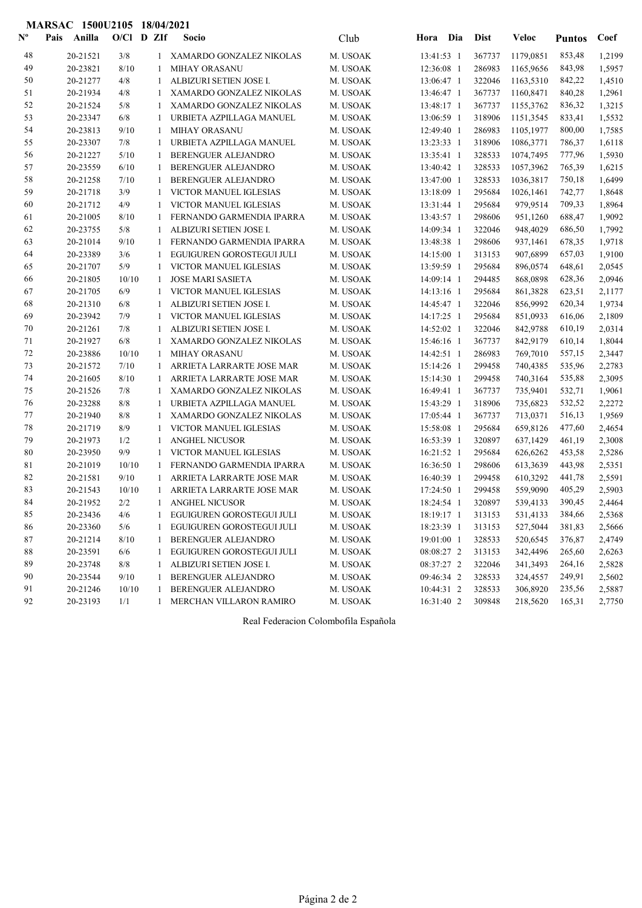**MARSAC 1500U2105 18/04/2021**

| Nº | Pais | Anilla | O/Cl | D | ZIf | Socio | Club | Hora | Dia | Dist | Veloc | Puntos | Coef |
|---|---|---|---|---|---|---|---|---|---|---|---|---|---|
| 48 | | 20-21521 | 3/8 | | 1 | XAMARDO GONZALEZ NIKOLAS | M. USOAK | 13:41:53 | 1 | 367737 | 1179,0851 | 853,48 | 1,2199 |
| 49 | | 20-23821 | 8/10 | | 1 | MIHAY ORASANU | M. USOAK | 12:36:08 | 1 | 286983 | 1165,9656 | 843,98 | 1,5957 |
| 50 | | 20-21277 | 4/8 | | 1 | ALBIZURI SETIEN JOSE I. | M. USOAK | 13:06:47 | 1 | 322046 | 1163,5310 | 842,22 | 1,4510 |
| 51 | | 20-21934 | 4/8 | | 1 | XAMARDO GONZALEZ NIKOLAS | M. USOAK | 13:46:47 | 1 | 367737 | 1160,8471 | 840,28 | 1,2961 |
| 52 | | 20-21524 | 5/8 | | 1 | XAMARDO GONZALEZ NIKOLAS | M. USOAK | 13:48:17 | 1 | 367737 | 1155,3762 | 836,32 | 1,3215 |
| 53 | | 20-23347 | 6/8 | | 1 | URBIETA AZPILLAGA MANUEL | M. USOAK | 13:06:59 | 1 | 318906 | 1151,3545 | 833,41 | 1,5532 |
| 54 | | 20-23813 | 9/10 | | 1 | MIHAY ORASANU | M. USOAK | 12:49:40 | 1 | 286983 | 1105,1977 | 800,00 | 1,7585 |
| 55 | | 20-23307 | 7/8 | | 1 | URBIETA AZPILLAGA MANUEL | M. USOAK | 13:23:33 | 1 | 318906 | 1086,3771 | 786,37 | 1,6118 |
| 56 | | 20-21227 | 5/10 | | 1 | BERENGUER ALEJANDRO | M. USOAK | 13:35:41 | 1 | 328533 | 1074,7495 | 777,96 | 1,5930 |
| 57 | | 20-23559 | 6/10 | | 1 | BERENGUER ALEJANDRO | M. USOAK | 13:40:42 | 1 | 328533 | 1057,3962 | 765,39 | 1,6215 |
| 58 | | 20-21258 | 7/10 | | 1 | BERENGUER ALEJANDRO | M. USOAK | 13:47:00 | 1 | 328533 | 1036,3817 | 750,18 | 1,6499 |
| 59 | | 20-21718 | 3/9 | | 1 | VICTOR MANUEL IGLESIAS | M. USOAK | 13:18:09 | 1 | 295684 | 1026,1461 | 742,77 | 1,8648 |
| 60 | | 20-21712 | 4/9 | | 1 | VICTOR MANUEL IGLESIAS | M. USOAK | 13:31:44 | 1 | 295684 | 979,9514 | 709,33 | 1,8964 |
| 61 | | 20-21005 | 8/10 | | 1 | FERNANDO GARMENDIA IPARRA | M. USOAK | 13:43:57 | 1 | 298606 | 951,1260 | 688,47 | 1,9092 |
| 62 | | 20-23755 | 5/8 | | 1 | ALBIZURI SETIEN JOSE I. | M. USOAK | 14:09:34 | 1 | 322046 | 948,4029 | 686,50 | 1,7992 |
| 63 | | 20-21014 | 9/10 | | 1 | FERNANDO GARMENDIA IPARRA | M. USOAK | 13:48:38 | 1 | 298606 | 937,1461 | 678,35 | 1,9718 |
| 64 | | 20-23389 | 3/6 | | 1 | EGUIGUREN GOROSTEGUI JULI | M. USOAK | 14:15:00 | 1 | 313153 | 907,6899 | 657,03 | 1,9100 |
| 65 | | 20-21707 | 5/9 | | 1 | VICTOR MANUEL IGLESIAS | M. USOAK | 13:59:59 | 1 | 295684 | 896,0574 | 648,61 | 2,0545 |
| 66 | | 20-21805 | 10/10 | | 1 | JOSE MARI SASIETA | M. USOAK | 14:09:14 | 1 | 294485 | 868,0898 | 628,36 | 2,0946 |
| 67 | | 20-21705 | 6/9 | | 1 | VICTOR MANUEL IGLESIAS | M. USOAK | 14:13:16 | 1 | 295684 | 861,3828 | 623,51 | 2,1177 |
| 68 | | 20-21310 | 6/8 | | 1 | ALBIZURI SETIEN JOSE I. | M. USOAK | 14:45:47 | 1 | 322046 | 856,9992 | 620,34 | 1,9734 |
| 69 | | 20-23942 | 7/9 | | 1 | VICTOR MANUEL IGLESIAS | M. USOAK | 14:17:25 | 1 | 295684 | 851,0933 | 616,06 | 2,1809 |
| 70 | | 20-21261 | 7/8 | | 1 | ALBIZURI SETIEN JOSE I. | M. USOAK | 14:52:02 | 1 | 322046 | 842,9788 | 610,19 | 2,0314 |
| 71 | | 20-21927 | 6/8 | | 1 | XAMARDO GONZALEZ NIKOLAS | M. USOAK | 15:46:16 | 1 | 367737 | 842,9179 | 610,14 | 1,8044 |
| 72 | | 20-23886 | 10/10 | | 1 | MIHAY ORASANU | M. USOAK | 14:42:51 | 1 | 286983 | 769,7010 | 557,15 | 2,3447 |
| 73 | | 20-21572 | 7/10 | | 1 | ARRIETA LARRARTE JOSE MAR | M. USOAK | 15:14:26 | 1 | 299458 | 740,4385 | 535,96 | 2,2783 |
| 74 | | 20-21605 | 8/10 | | 1 | ARRIETA LARRARTE JOSE MAR | M. USOAK | 15:14:30 | 1 | 299458 | 740,3164 | 535,88 | 2,3095 |
| 75 | | 20-21526 | 7/8 | | 1 | XAMARDO GONZALEZ NIKOLAS | M. USOAK | 16:49:41 | 1 | 367737 | 735,9401 | 532,71 | 1,9061 |
| 76 | | 20-23288 | 8/8 | | 1 | URBIETA AZPILLAGA MANUEL | M. USOAK | 15:43:29 | 1 | 318906 | 735,6823 | 532,52 | 2,2272 |
| 77 | | 20-21940 | 8/8 | | 1 | XAMARDO GONZALEZ NIKOLAS | M. USOAK | 17:05:44 | 1 | 367737 | 713,0371 | 516,13 | 1,9569 |
| 78 | | 20-21719 | 8/9 | | 1 | VICTOR MANUEL IGLESIAS | M. USOAK | 15:58:08 | 1 | 295684 | 659,8126 | 477,60 | 2,4654 |
| 79 | | 20-21973 | 1/2 | | 1 | ANGHEL NICUSOR | M. USOAK | 16:53:39 | 1 | 320897 | 637,1429 | 461,19 | 2,3008 |
| 80 | | 20-23950 | 9/9 | | 1 | VICTOR MANUEL IGLESIAS | M. USOAK | 16:21:52 | 1 | 295684 | 626,6262 | 453,58 | 2,5286 |
| 81 | | 20-21019 | 10/10 | | 1 | FERNANDO GARMENDIA IPARRA | M. USOAK | 16:36:50 | 1 | 298606 | 613,3639 | 443,98 | 2,5351 |
| 82 | | 20-21581 | 9/10 | | 1 | ARRIETA LARRARTE JOSE MAR | M. USOAK | 16:40:39 | 1 | 299458 | 610,3292 | 441,78 | 2,5591 |
| 83 | | 20-21543 | 10/10 | | 1 | ARRIETA LARRARTE JOSE MAR | M. USOAK | 17:24:50 | 1 | 299458 | 559,9090 | 405,29 | 2,5903 |
| 84 | | 20-21952 | 2/2 | | 1 | ANGHEL NICUSOR | M. USOAK | 18:24:54 | 1 | 320897 | 539,4133 | 390,45 | 2,4464 |
| 85 | | 20-23436 | 4/6 | | 1 | EGUIGUREN GOROSTEGUI JULI | M. USOAK | 18:19:17 | 1 | 313153 | 531,4133 | 384,66 | 2,5368 |
| 86 | | 20-23360 | 5/6 | | 1 | EGUIGUREN GOROSTEGUI JULI | M. USOAK | 18:23:39 | 1 | 313153 | 527,5044 | 381,83 | 2,5666 |
| 87 | | 20-21214 | 8/10 | | 1 | BERENGUER ALEJANDRO | M. USOAK | 19:01:00 | 1 | 328533 | 520,6545 | 376,87 | 2,4749 |
| 88 | | 20-23591 | 6/6 | | 1 | EGUIGUREN GOROSTEGUI JULI | M. USOAK | 08:08:27 | 2 | 313153 | 342,4496 | 265,60 | 2,6263 |
| 89 | | 20-23748 | 8/8 | | 1 | ALBIZURI SETIEN JOSE I. | M. USOAK | 08:37:27 | 2 | 322046 | 341,3493 | 264,16 | 2,5828 |
| 90 | | 20-23544 | 9/10 | | 1 | BERENGUER ALEJANDRO | M. USOAK | 09:46:34 | 2 | 328533 | 324,4557 | 249,91 | 2,5602 |
| 91 | | 20-21246 | 10/10 | | 1 | BERENGUER ALEJANDRO | M. USOAK | 10:44:31 | 2 | 328533 | 306,8920 | 235,56 | 2,5887 |
| 92 | | 20-23193 | 1/1 | | 1 | MERCHAN VILLARON RAMIRO | M. USOAK | 16:31:40 | 2 | 309848 | 218,5620 | 165,31 | 2,7750 |

Real Federacion Colombofila Española